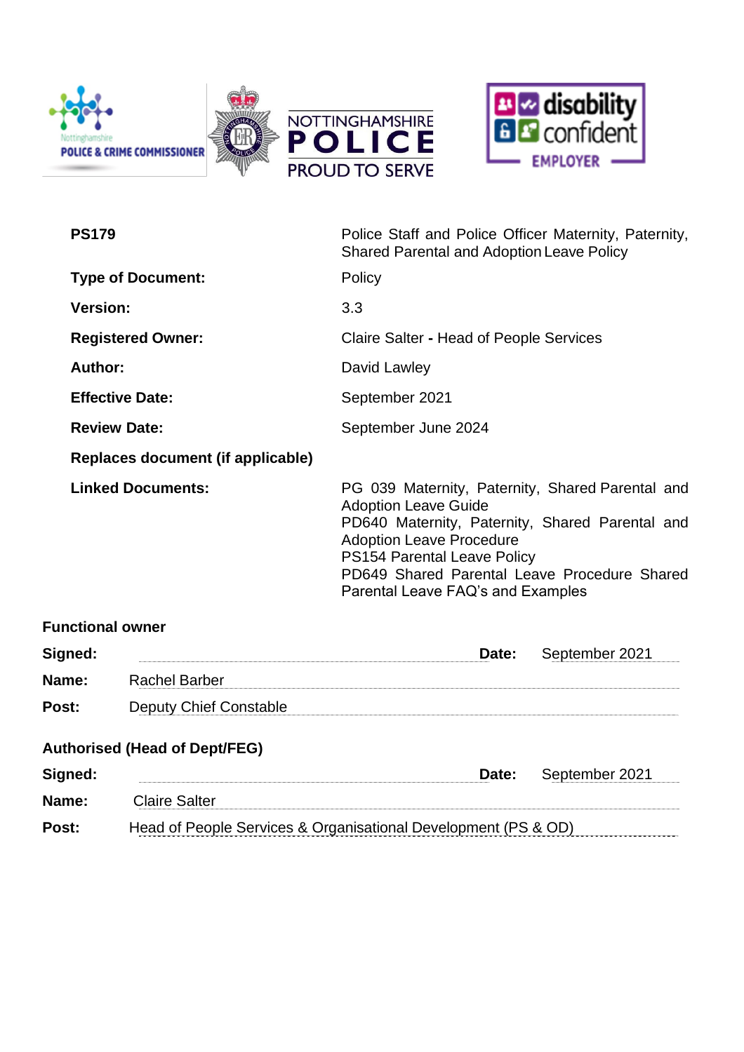| | |
|---|---|
| **PS179** | Police Staff and Police Officer Maternity, Paternity, Shared Parental and Adoption Leave Policy |
| **Type of Document:** | Policy |
| **Version:** | 3.3 |
| **Registered Owner:** | Claire Salter - Head of People Services |
| **Author:** | David Lawley |
| **Effective Date:** | September 2021 |
| **Review Date:** | September June 2024 |
| **Replaces document (if applicable)** | |
| **Linked Documents:** | PG 039 Maternity, Paternity, Shared Parental and Adoption Leave Guide<br>PD640 Maternity, Paternity, Shared Parental and Adoption Leave Procedure<br>PS154 Parental Leave Policy<br>PD649 Shared Parental Leave Procedure Shared Parental Leave FAQ's and Examples |

**Functional owner**

**Signed:** ______________________ **Date:** September 2021

**Name:** Rachel Barber

**Post:** Deputy Chief Constable

**Authorised (Head of Dept/FEG)**

**Signed:** ______________________ **Date:** September 2021

**Name:** Claire Salter

**Post:** Head of People Services & Organisational Development (PS & OD)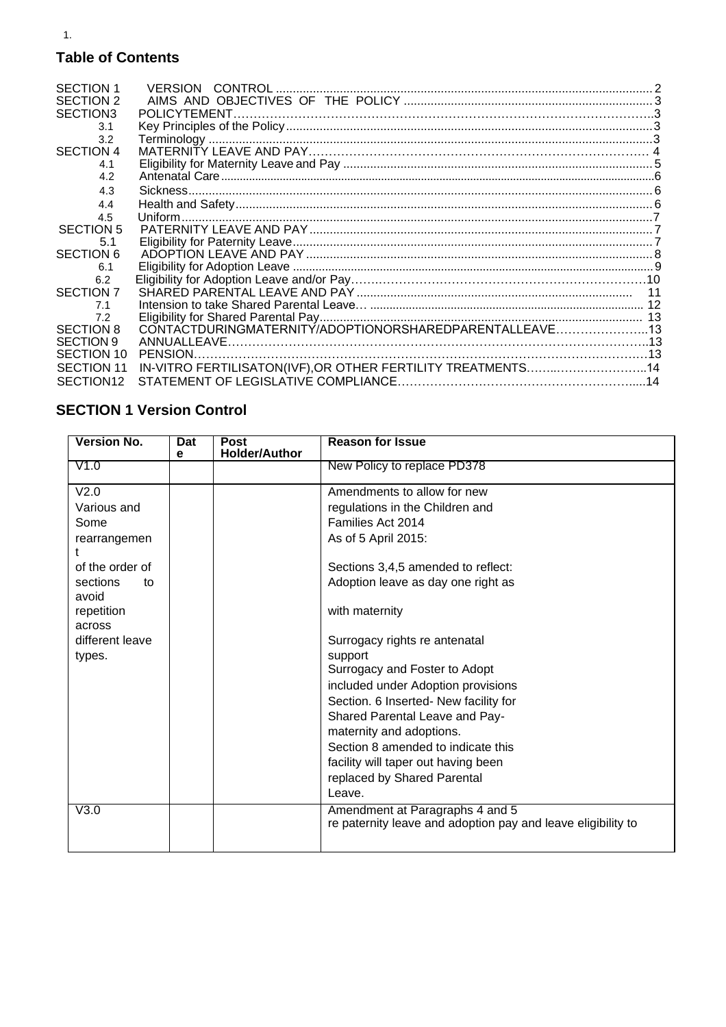1.

## Table of Contents

| | | |
|---|---|---|
| SECTION 1 | VERSION CONTROL | 2 |
| SECTION 2 | AIMS AND OBJECTIVES OF THE POLICY | 3 |
| SECTION3 | POLICYTEMENT | 3 |
| 3.1 | Key Principles of the Policy | 3 |
| 3.2 | Terminology | 3 |
| SECTION 4 | MATERNITY LEAVE AND PAY | 4 |
| 4.1 | Eligibility for Maternity Leave and Pay | 5 |
| 4.2 | Antenatal Care | 6 |
| 4.3 | Sickness | 6 |
| 4.4 | Health and Safety | 6 |
| 4.5 | Uniform | 7 |
| SECTION 5 | PATERNITY LEAVE AND PAY | 7 |
| 5.1 | Eligibility for Paternity Leave | 7 |
| SECTION 6 | ADOPTION LEAVE AND PAY | 8 |
| 6.1 | Eligibility for Adoption Leave | 9 |
| 6.2 | Eligibility for Adoption Leave and/or Pay | 10 |
| SECTION 7 | SHARED PARENTAL LEAVE AND PAY | 11 |
| 7.1 | Intension to take Shared Parental Leave… | 12 |
| 7.2 | Eligibility for Shared Parental Pay | 13 |
| SECTION 8 | CONTACTDURINGMATERNITY/ADOPTIONORSHAREDPARENTALLEAVE | 13 |
| SECTION 9 | ANNUALLEAVE | 13 |
| SECTION 10 | PENSION | 13 |
| SECTION 11 | IN-VITRO FERTILISATON(IVF),OR OTHER FERTILITY TREATMENTS | 14 |
| SECTION12 | STATEMENT OF LEGISLATIVE COMPLIANCE | 14 |

## SECTION 1 Version Control

| Version No. | Date | Post Holder/Author | Reason for Issue |
|---|---|---|---|
| V1.0 | | | New Policy to replace PD378 |
| V2.0<br>Various and Some rearrangement of the order of sections to avoid repetition across different leave types. | | | Amendments to allow for new regulations in the Children and Families Act 2014<br>As of 5 April 2015:<br><br>Sections 3,4,5 amended to reflect:<br>Adoption leave as day one right as with maternity<br><br>Surrogacy rights re antenatal support<br>Surrogacy and Foster to Adopt included under Adoption provisions<br>Section. 6 Inserted- New facility for Shared Parental Leave and Pay- maternity and adoptions.<br>Section 8 amended to indicate this facility will taper out having been replaced by Shared Parental Leave. |
| V3.0 | | | Amendment at Paragraphs 4 and 5 re paternity leave and adoption pay and leave eligibility to |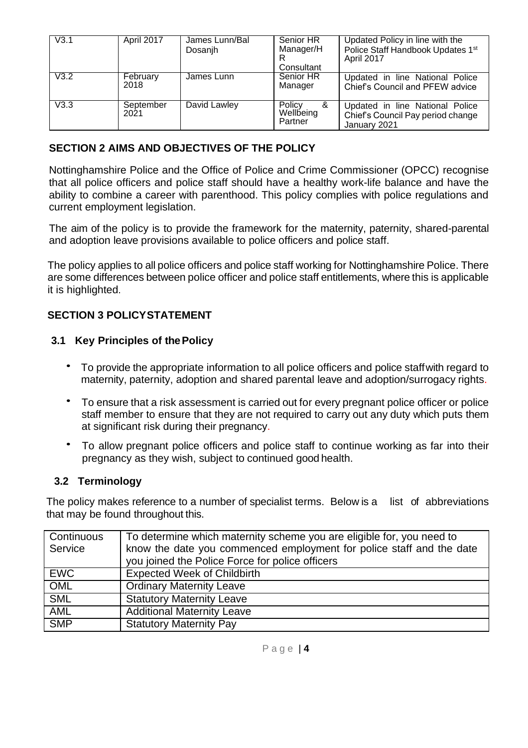| | | | | |
|---|---|---|---|---|
| V3.1 | April 2017 | James Lunn/Bal Dosanjh | Senior HR Manager/HR Consultant | Updated Policy in line with the Police Staff Handbook Updates 1st April 2017 |
| V3.2 | February 2018 | James Lunn | Senior HR Manager | Updated in line National Police Chief's Council and PFEW advice |
| V3.3 | September 2021 | David Lawley | Policy & Wellbeing Partner | Updated in line National Police Chief's Council Pay period change January 2021 |

## SECTION 2 AIMS AND OBJECTIVES OF THE POLICY

Nottinghamshire Police and the Office of Police and Crime Commissioner (OPCC) recognise that all police officers and police staff should have a healthy work-life balance and have the ability to combine a career with parenthood. This policy complies with police regulations and current employment legislation.

The aim of the policy is to provide the framework for the maternity, paternity, shared-parental and adoption leave provisions available to police officers and police staff.

The policy applies to all police officers and police staff working for Nottinghamshire Police. There are some differences between police officer and police staff entitlements, where this is applicable it is highlighted.

## SECTION 3 POLICYSTATEMENT

### 3.1 Key Principles of thePolicy

- To provide the appropriate information to all police officers and police staffwith regard to maternity, paternity, adoption and shared parental leave and adoption/surrogacy rights.
- To ensure that a risk assessment is carried out for every pregnant police officer or police staff member to ensure that they are not required to carry out any duty which puts them at significant risk during their pregnancy.
- To allow pregnant police officers and police staff to continue working as far into their pregnancy as they wish, subject to continued good health.

### 3.2 Terminology

The policy makes reference to a number of specialist terms. Below is a list of abbreviations that may be found throughout this.

| | |
|---|---|
| Continuous Service | To determine which maternity scheme you are eligible for, you need to know the date you commenced employment for police staff and the date you joined the Police Force for police officers |
| EWC | Expected Week of Childbirth |
| OML | Ordinary Maternity Leave |
| SML | Statutory Maternity Leave |
| AML | Additional Maternity Leave |
| SMP | Statutory Maternity Pay |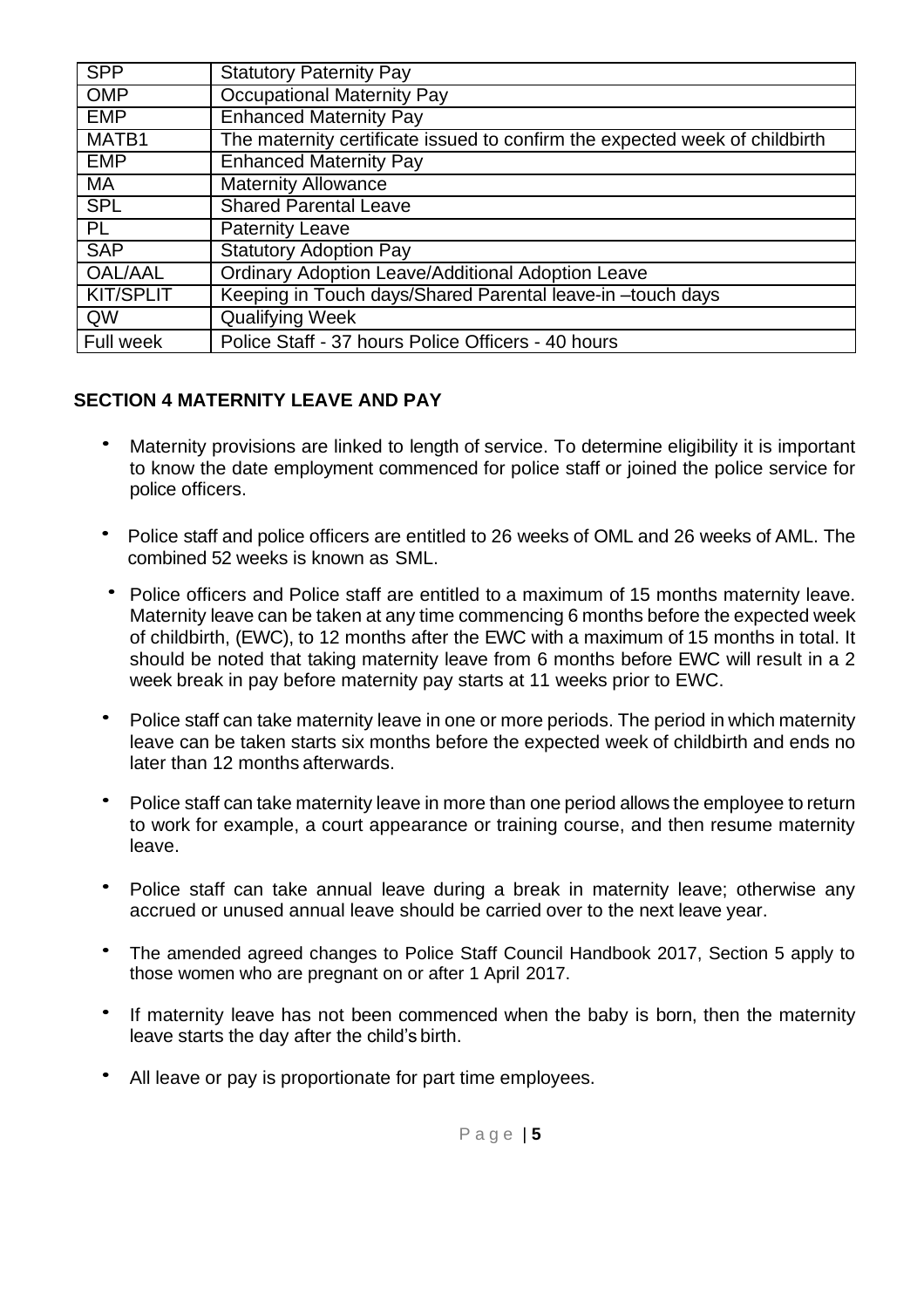| | |
|---|---|
| SPP | Statutory Paternity Pay |
| OMP | Occupational Maternity Pay |
| EMP | Enhanced Maternity Pay |
| MATB1 | The maternity certificate issued to confirm the expected week of childbirth |
| EMP | Enhanced Maternity Pay |
| MA | Maternity Allowance |
| SPL | Shared Parental Leave |
| PL | Paternity Leave |
| SAP | Statutory Adoption Pay |
| OAL/AAL | Ordinary Adoption Leave/Additional Adoption Leave |
| KIT/SPLIT | Keeping in Touch days/Shared Parental leave-in –touch days |
| QW | Qualifying Week |
| Full week | Police Staff - 37 hours Police Officers - 40 hours |

## SECTION 4 MATERNITY LEAVE AND PAY

- Maternity provisions are linked to length of service. To determine eligibility it is important to know the date employment commenced for police staff or joined the police service for police officers.

- Police staff and police officers are entitled to 26 weeks of OML and 26 weeks of AML. The combined 52 weeks is known as SML.

- Police officers and Police staff are entitled to a maximum of 15 months maternity leave. Maternity leave can be taken at any time commencing 6 months before the expected week of childbirth, (EWC), to 12 months after the EWC with a maximum of 15 months in total. It should be noted that taking maternity leave from 6 months before EWC will result in a 2 week break in pay before maternity pay starts at 11 weeks prior to EWC.

- Police staff can take maternity leave in one or more periods. The period in which maternity leave can be taken starts six months before the expected week of childbirth and ends no later than 12 months afterwards.

- Police staff can take maternity leave in more than one period allows the employee to return to work for example, a court appearance or training course, and then resume maternity leave.

- Police staff can take annual leave during a break in maternity leave; otherwise any accrued or unused annual leave should be carried over to the next leave year.

- The amended agreed changes to Police Staff Council Handbook 2017, Section 5 apply to those women who are pregnant on or after 1 April 2017.

- If maternity leave has not been commenced when the baby is born, then the maternity leave starts the day after the child's birth.

- All leave or pay is proportionate for part time employees.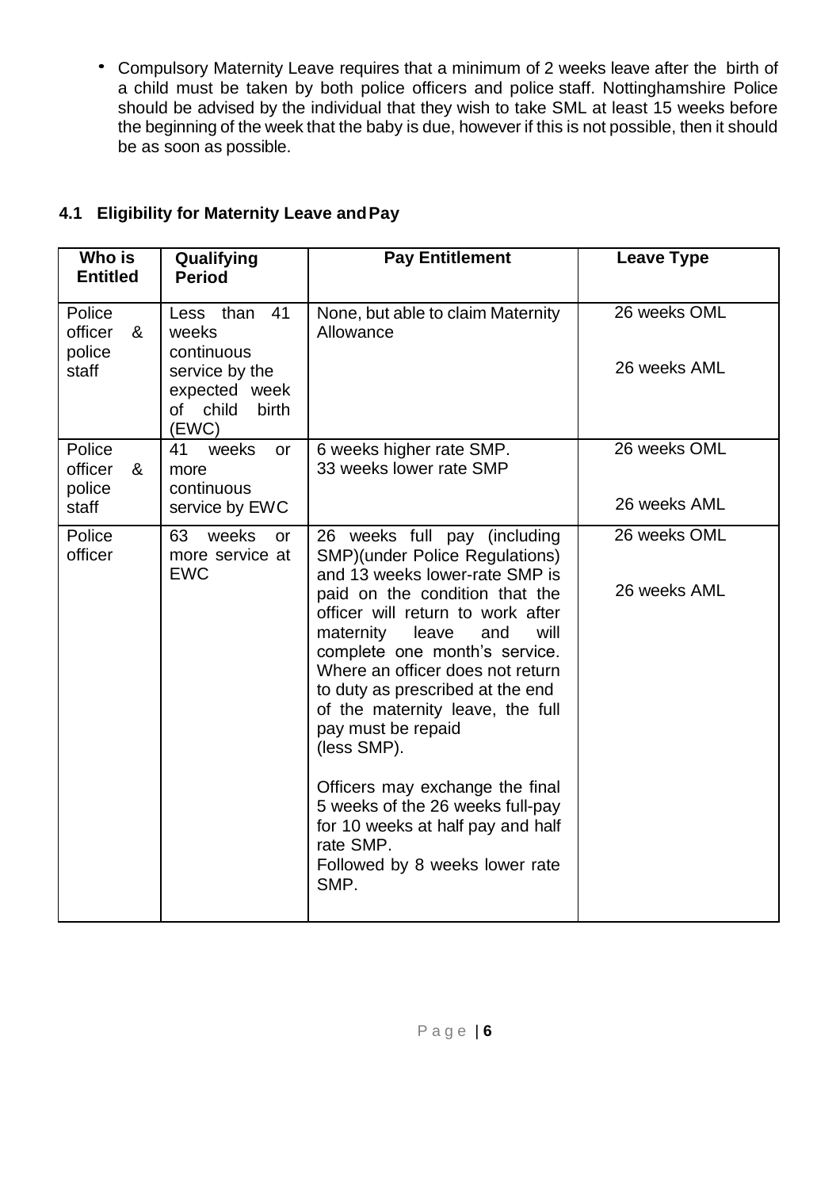- Compulsory Maternity Leave requires that a minimum of 2 weeks leave after the birth of a child must be taken by both police officers and police staff. Nottinghamshire Police should be advised by the individual that they wish to take SML at least 15 weeks before the beginning of the week that the baby is due, however if this is not possible, then it should be as soon as possible.

### 4.1 Eligibility for Maternity Leave and Pay

| Who is Entitled | Qualifying Period | Pay Entitlement | Leave Type |
|---|---|---|---|
| Police officer & police staff | Less than 41 weeks continuous service by the expected week of child birth (EWC) | None, but able to claim Maternity Allowance | 26 weeks OML<br><br>26 weeks AML |
| Police officer & police staff | 41 weeks or more continuous service by EWC | 6 weeks higher rate SMP.<br>33 weeks lower rate SMP | 26 weeks OML<br><br>26 weeks AML |
| Police officer | 63 weeks or more service at EWC | 26 weeks full pay (including SMP)(under Police Regulations) and 13 weeks lower-rate SMP is paid on the condition that the officer will return to work after maternity leave and will complete one month's service. Where an officer does not return to duty as prescribed at the end of the maternity leave, the full pay must be repaid (less SMP).<br><br>Officers may exchange the final 5 weeks of the 26 weeks full-pay for 10 weeks at half pay and half rate SMP.<br>Followed by 8 weeks lower rate SMP. | 26 weeks OML<br><br>26 weeks AML |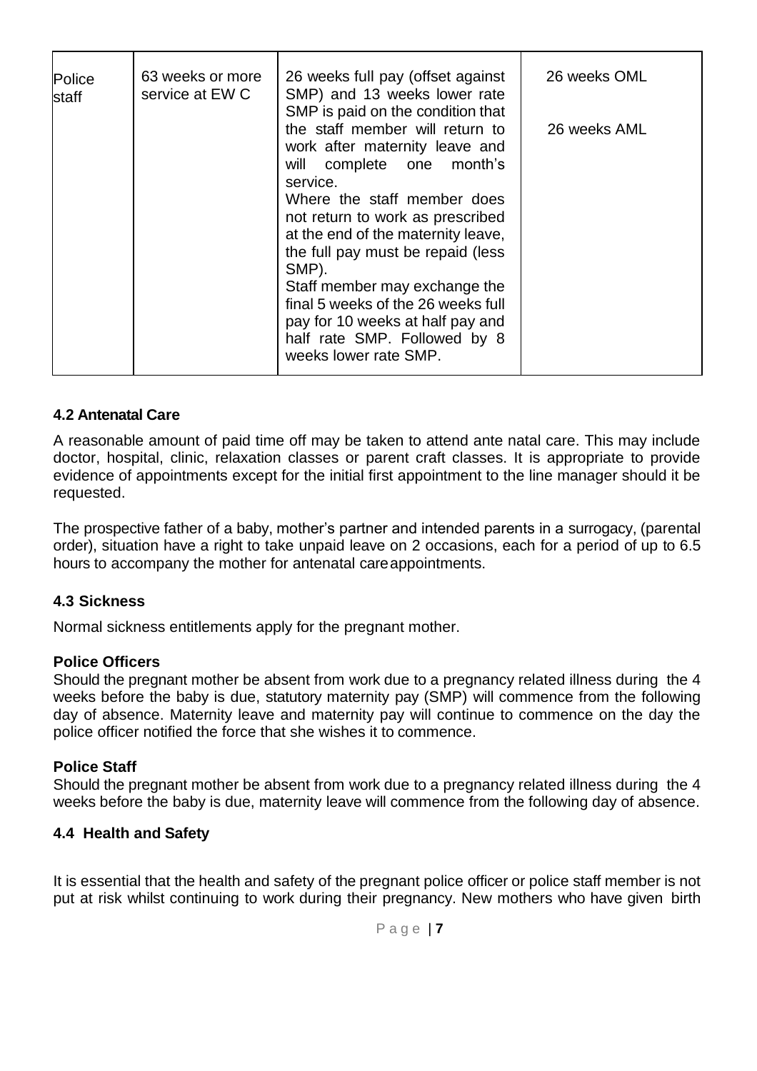| | | | |
|---|---|---|---|
| Police staff | 63 weeks or more service at EW C | 26 weeks full pay (offset against SMP) and 13 weeks lower rate SMP is paid on the condition that the staff member will return to work after maternity leave and will complete one month's service.<br>Where the staff member does not return to work as prescribed at the end of the maternity leave, the full pay must be repaid (less SMP).<br>Staff member may exchange the final 5 weeks of the 26 weeks full pay for 10 weeks at half pay and half rate SMP. Followed by 8 weeks lower rate SMP. | 26 weeks OML<br><br>26 weeks AML |

### 4.2 Antenatal Care

A reasonable amount of paid time off may be taken to attend ante natal care. This may include doctor, hospital, clinic, relaxation classes or parent craft classes. It is appropriate to provide evidence of appointments except for the initial first appointment to the line manager should it be requested.

The prospective father of a baby, mother's partner and intended parents in a surrogacy, (parental order), situation have a right to take unpaid leave on 2 occasions, each for a period of up to 6.5 hours to accompany the mother for antenatal care appointments.

### 4.3 Sickness

Normal sickness entitlements apply for the pregnant mother.

**Police Officers**
Should the pregnant mother be absent from work due to a pregnancy related illness during the 4 weeks before the baby is due, statutory maternity pay (SMP) will commence from the following day of absence. Maternity leave and maternity pay will continue to commence on the day the police officer notified the force that she wishes it to commence.

**Police Staff**
Should the pregnant mother be absent from work due to a pregnancy related illness during the 4 weeks before the baby is due, maternity leave will commence from the following day of absence.

### 4.4 Health and Safety

It is essential that the health and safety of the pregnant police officer or police staff member is not put at risk whilst continuing to work during their pregnancy. New mothers who have given birth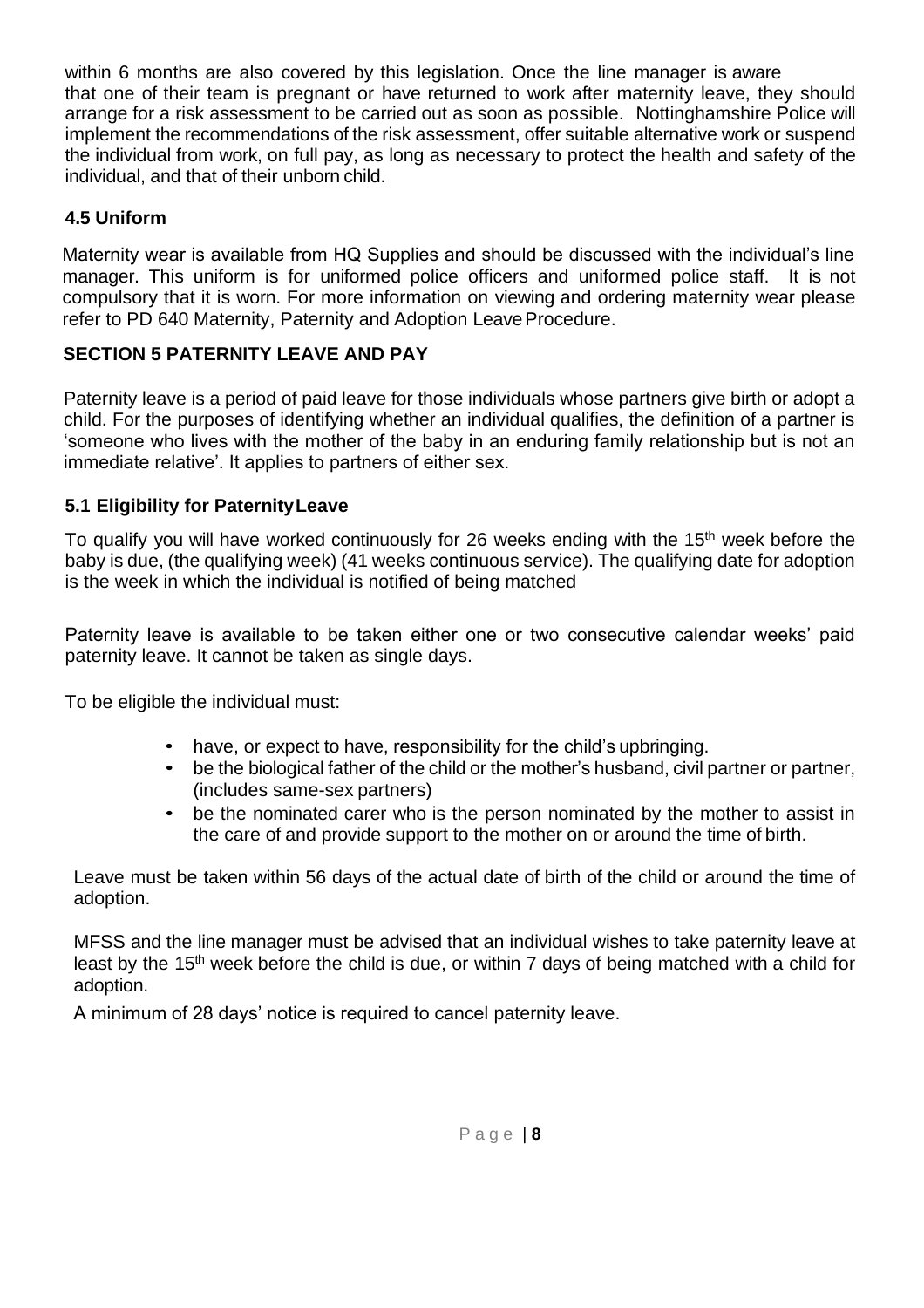within 6 months are also covered by this legislation. Once the line manager is aware that one of their team is pregnant or have returned to work after maternity leave, they should arrange for a risk assessment to be carried out as soon as possible. Nottinghamshire Police will implement the recommendations of the risk assessment, offer suitable alternative work or suspend the individual from work, on full pay, as long as necessary to protect the health and safety of the individual, and that of their unborn child.

### 4.5 Uniform

Maternity wear is available from HQ Supplies and should be discussed with the individual's line manager. This uniform is for uniformed police officers and uniformed police staff. It is not compulsory that it is worn. For more information on viewing and ordering maternity wear please refer to PD 640 Maternity, Paternity and Adoption Leave Procedure.

## SECTION 5 PATERNITY LEAVE AND PAY

Paternity leave is a period of paid leave for those individuals whose partners give birth or adopt a child. For the purposes of identifying whether an individual qualifies, the definition of a partner is 'someone who lives with the mother of the baby in an enduring family relationship but is not an immediate relative'. It applies to partners of either sex.

### 5.1 Eligibility for Paternity Leave

To qualify you will have worked continuously for 26 weeks ending with the 15th week before the baby is due, (the qualifying week) (41 weeks continuous service). The qualifying date for adoption is the week in which the individual is notified of being matched

Paternity leave is available to be taken either one or two consecutive calendar weeks' paid paternity leave. It cannot be taken as single days.

To be eligible the individual must:

- have, or expect to have, responsibility for the child's upbringing.
- be the biological father of the child or the mother's husband, civil partner or partner, (includes same-sex partners)
- be the nominated carer who is the person nominated by the mother to assist in the care of and provide support to the mother on or around the time of birth.

Leave must be taken within 56 days of the actual date of birth of the child or around the time of adoption.

MFSS and the line manager must be advised that an individual wishes to take paternity leave at least by the 15th week before the child is due, or within 7 days of being matched with a child for adoption.

A minimum of 28 days' notice is required to cancel paternity leave.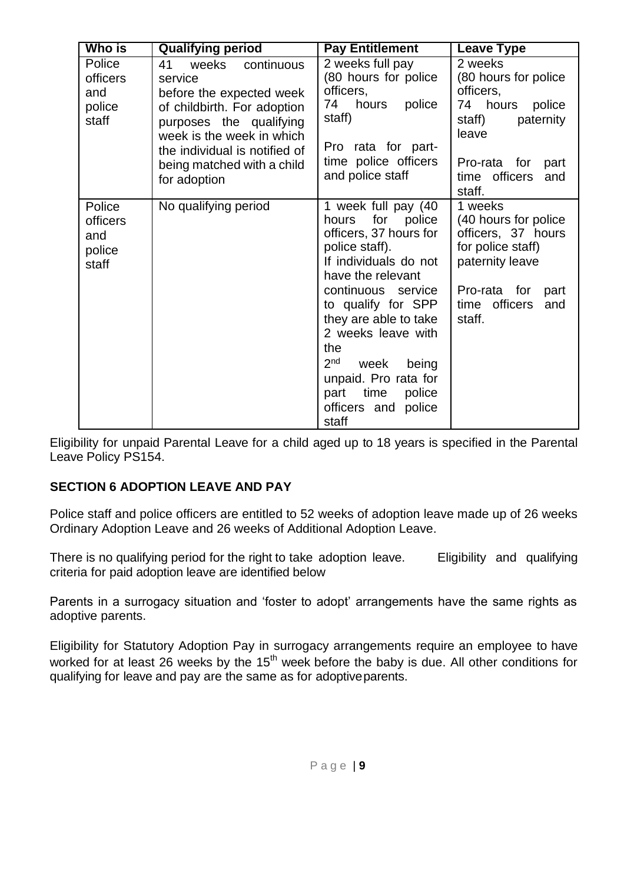| Who is | Qualifying period | Pay Entitlement | Leave Type |
|---|---|---|---|
| Police officers and police staff | 41 weeks continuous service before the expected week of childbirth. For adoption purposes the qualifying week is the week in which the individual is notified of being matched with a child for adoption | 2 weeks full pay (80 hours for police officers, 74 hours police staff)<br><br>Pro rata for part-time police officers and police staff | 2 weeks (80 hours for police officers, 74 hours police staff) paternity leave<br><br>Pro-rata for part time officers and staff. |
| Police officers and police staff | No qualifying period | 1 week full pay (40 hours for police officers, 37 hours for police staff).<br>If individuals do not have the relevant continuous service to qualify for SPP they are able to take 2 weeks leave with the 2nd week being unpaid. Pro rata for part time police officers and police staff | 1 weeks (40 hours for police officers, 37 hours for police staff) paternity leave<br><br>Pro-rata for part time officers and staff. |

Eligibility for unpaid Parental Leave for a child aged up to 18 years is specified in the Parental Leave Policy PS154.

## SECTION 6 ADOPTION LEAVE AND PAY

Police staff and police officers are entitled to 52 weeks of adoption leave made up of 26 weeks Ordinary Adoption Leave and 26 weeks of Additional Adoption Leave.

There is no qualifying period for the right to take adoption leave. Eligibility and qualifying criteria for paid adoption leave are identified below

Parents in a surrogacy situation and 'foster to adopt' arrangements have the same rights as adoptive parents.

Eligibility for Statutory Adoption Pay in surrogacy arrangements require an employee to have worked for at least 26 weeks by the 15th week before the baby is due. All other conditions for qualifying for leave and pay are the same as for adoptive parents.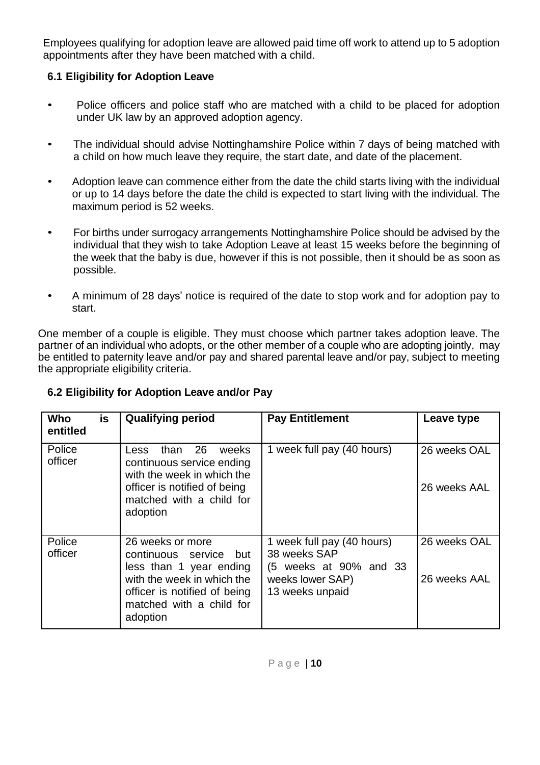Employees qualifying for adoption leave are allowed paid time off work to attend up to 5 adoption appointments after they have been matched with a child.

### 6.1 Eligibility for Adoption Leave

- Police officers and police staff who are matched with a child to be placed for adoption under UK law by an approved adoption agency.
- The individual should advise Nottinghamshire Police within 7 days of being matched with a child on how much leave they require, the start date, and date of the placement.
- Adoption leave can commence either from the date the child starts living with the individual or up to 14 days before the date the child is expected to start living with the individual. The maximum period is 52 weeks.
- For births under surrogacy arrangements Nottinghamshire Police should be advised by the individual that they wish to take Adoption Leave at least 15 weeks before the beginning of the week that the baby is due, however if this is not possible, then it should be as soon as possible.
- A minimum of 28 days' notice is required of the date to stop work and for adoption pay to start.

One member of a couple is eligible. They must choose which partner takes adoption leave. The partner of an individual who adopts, or the other member of a couple who are adopting jointly, may be entitled to paternity leave and/or pay and shared parental leave and/or pay, subject to meeting the appropriate eligibility criteria.

### 6.2 Eligibility for Adoption Leave and/or Pay

| Who is entitled | Qualifying period | Pay Entitlement | Leave type |
|---|---|---|---|
| Police officer | Less than 26 weeks continuous service ending with the week in which the officer is notified of being matched with a child for adoption | 1 week full pay (40 hours) | 26 weeks OAL<br><br>26 weeks AAL |
| Police officer | 26 weeks or more continuous service but less than 1 year ending with the week in which the officer is notified of being matched with a child for adoption | 1 week full pay (40 hours)<br>38 weeks SAP<br>(5 weeks at 90% and 33 weeks lower SAP)<br>13 weeks unpaid | 26 weeks OAL<br><br>26 weeks AAL |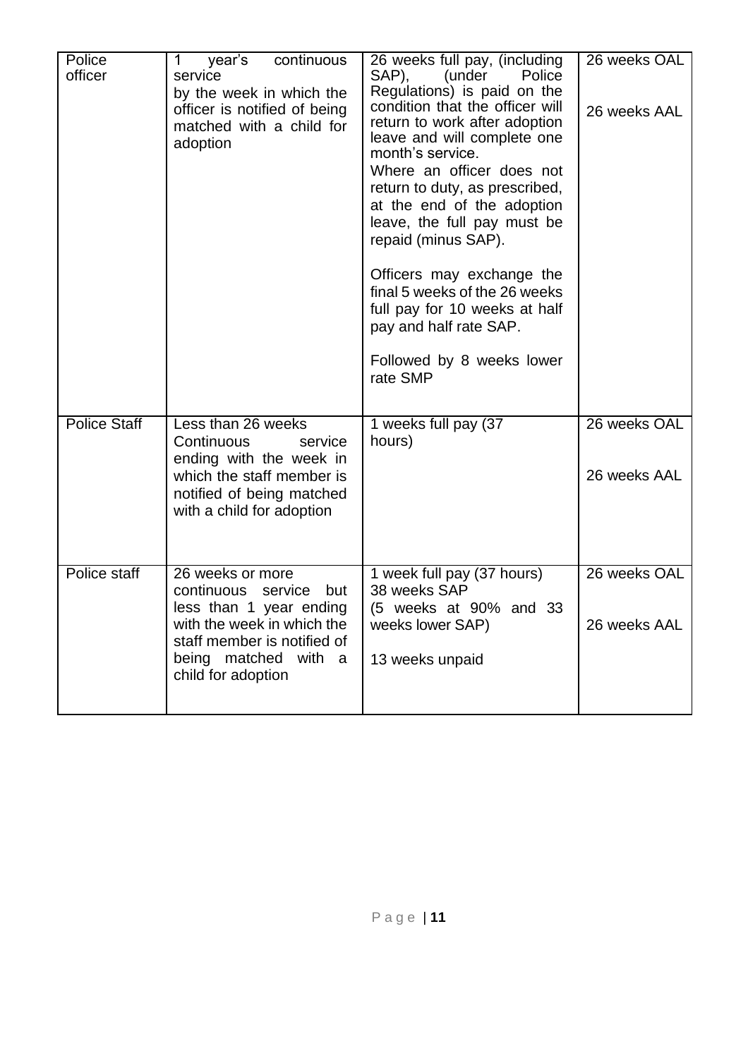| | | | |
|---|---|---|---|
| Police officer | 1 year's continuous service by the week in which the officer is notified of being matched with a child for adoption | 26 weeks full pay, (including SAP), (under Police Regulations) is paid on the condition that the officer will return to work after adoption leave and will complete one month's service.<br>Where an officer does not return to duty, as prescribed, at the end of the adoption leave, the full pay must be repaid (minus SAP).<br><br>Officers may exchange the final 5 weeks of the 26 weeks full pay for 10 weeks at half pay and half rate SAP.<br><br>Followed by 8 weeks lower rate SMP | 26 weeks OAL<br><br>26 weeks AAL |
| Police Staff | Less than 26 weeks Continuous service ending with the week in which the staff member is notified of being matched with a child for adoption | 1 weeks full pay (37 hours) | 26 weeks OAL<br><br>26 weeks AAL |
| Police staff | 26 weeks or more continuous service but less than 1 year ending with the week in which the staff member is notified of being matched with a child for adoption | 1 week full pay (37 hours)<br>38 weeks SAP<br>(5 weeks at 90% and 33 weeks lower SAP)<br><br>13 weeks unpaid | 26 weeks OAL<br><br>26 weeks AAL |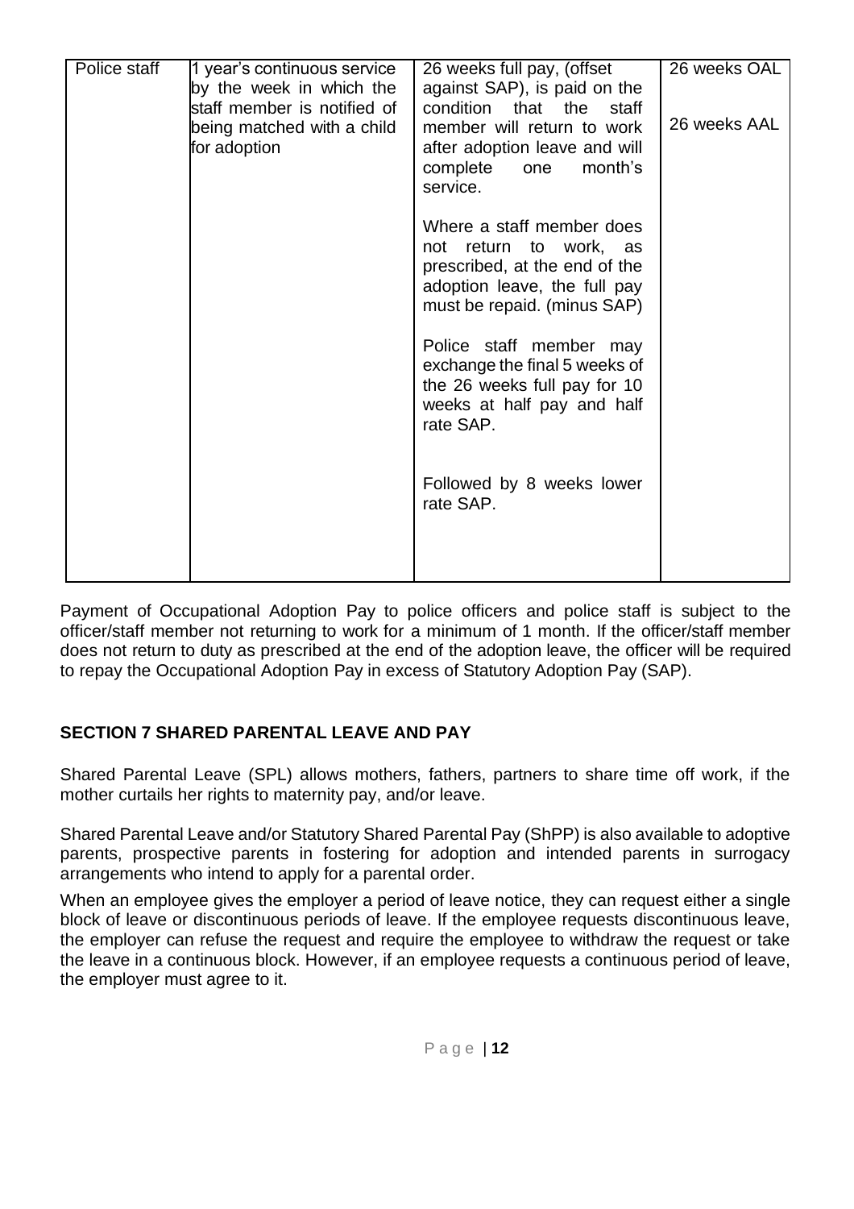| | | | |
|---|---|---|---|
| Police staff | 1 year's continuous service by the week in which the staff member is notified of being matched with a child for adoption | 26 weeks full pay, (offset against SAP), is paid on the condition that the staff member will return to work after adoption leave and will complete one month's service.<br><br>Where a staff member does not return to work, as prescribed, at the end of the adoption leave, the full pay must be repaid. (minus SAP)<br><br>Police staff member may exchange the final 5 weeks of the 26 weeks full pay for 10 weeks at half pay and half rate SAP.<br><br>Followed by 8 weeks lower rate SAP. | 26 weeks OAL<br><br>26 weeks AAL |

Payment of Occupational Adoption Pay to police officers and police staff is subject to the officer/staff member not returning to work for a minimum of 1 month. If the officer/staff member does not return to duty as prescribed at the end of the adoption leave, the officer will be required to repay the Occupational Adoption Pay in excess of Statutory Adoption Pay (SAP).

## SECTION 7 SHARED PARENTAL LEAVE AND PAY

Shared Parental Leave (SPL) allows mothers, fathers, partners to share time off work, if the mother curtails her rights to maternity pay, and/or leave.

Shared Parental Leave and/or Statutory Shared Parental Pay (ShPP) is also available to adoptive parents, prospective parents in fostering for adoption and intended parents in surrogacy arrangements who intend to apply for a parental order.

When an employee gives the employer a period of leave notice, they can request either a single block of leave or discontinuous periods of leave. If the employee requests discontinuous leave, the employer can refuse the request and require the employee to withdraw the request or take the leave in a continuous block. However, if an employee requests a continuous period of leave, the employer must agree to it.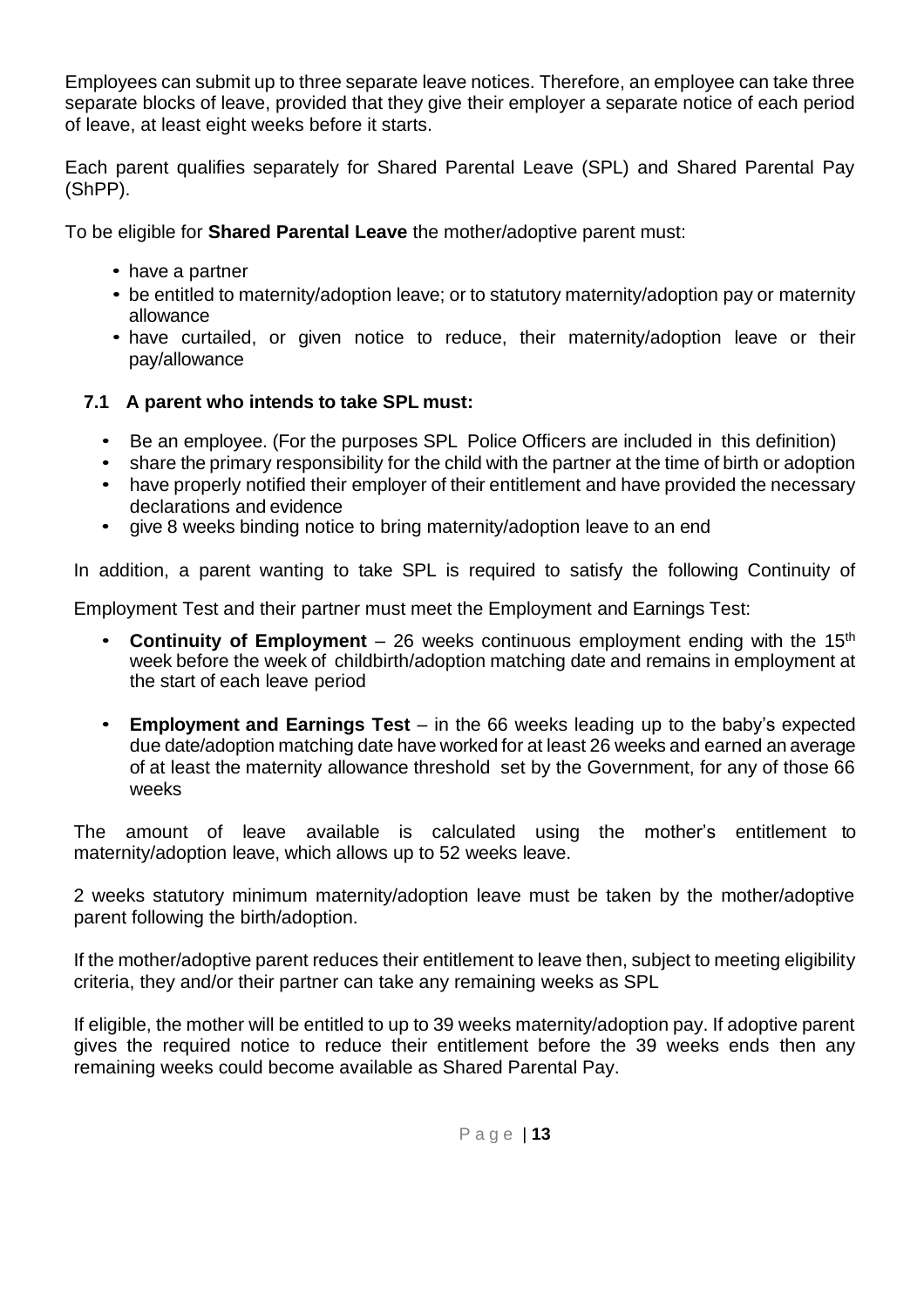Employees can submit up to three separate leave notices. Therefore, an employee can take three separate blocks of leave, provided that they give their employer a separate notice of each period of leave, at least eight weeks before it starts.

Each parent qualifies separately for Shared Parental Leave (SPL) and Shared Parental Pay (ShPP).

To be eligible for **Shared Parental Leave** the mother/adoptive parent must:

- have a partner
- be entitled to maternity/adoption leave; or to statutory maternity/adoption pay or maternity allowance
- have curtailed, or given notice to reduce, their maternity/adoption leave or their pay/allowance

### 7.1 A parent who intends to take SPL must:

- Be an employee. (For the purposes SPL Police Officers are included in this definition)
- share the primary responsibility for the child with the partner at the time of birth or adoption
- have properly notified their employer of their entitlement and have provided the necessary declarations and evidence
- give 8 weeks binding notice to bring maternity/adoption leave to an end

In addition, a parent wanting to take SPL is required to satisfy the following Continuity of Employment Test and their partner must meet the Employment and Earnings Test:

- **Continuity of Employment** – 26 weeks continuous employment ending with the 15th week before the week of childbirth/adoption matching date and remains in employment at the start of each leave period

- **Employment and Earnings Test** – in the 66 weeks leading up to the baby's expected due date/adoption matching date have worked for at least 26 weeks and earned an average of at least the maternity allowance threshold set by the Government, for any of those 66 weeks

The amount of leave available is calculated using the mother's entitlement to maternity/adoption leave, which allows up to 52 weeks leave.

2 weeks statutory minimum maternity/adoption leave must be taken by the mother/adoptive parent following the birth/adoption.

If the mother/adoptive parent reduces their entitlement to leave then, subject to meeting eligibility criteria, they and/or their partner can take any remaining weeks as SPL

If eligible, the mother will be entitled to up to 39 weeks maternity/adoption pay. If adoptive parent gives the required notice to reduce their entitlement before the 39 weeks ends then any remaining weeks could become available as Shared Parental Pay.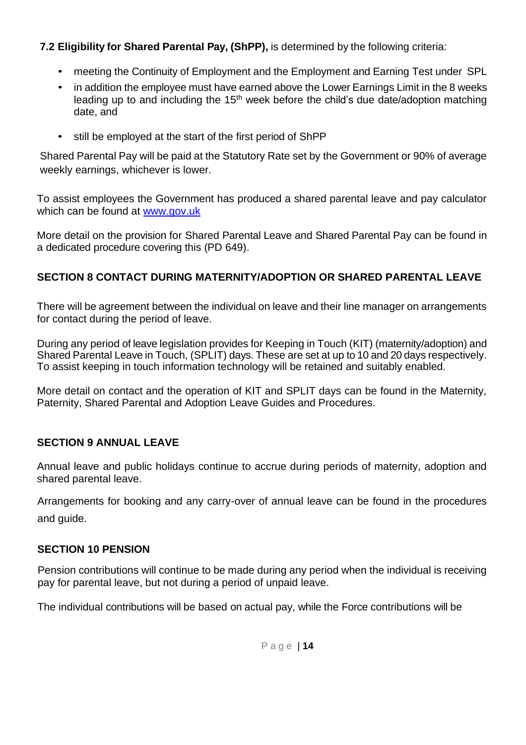**7.2 Eligibility for Shared Parental Pay, (ShPP),** is determined by the following criteria:

- meeting the Continuity of Employment and the Employment and Earning Test under SPL
- in addition the employee must have earned above the Lower Earnings Limit in the 8 weeks leading up to and including the 15th week before the child's due date/adoption matching date, and
- still be employed at the start of the first period of ShPP

Shared Parental Pay will be paid at the Statutory Rate set by the Government or 90% of average weekly earnings, whichever is lower.

To assist employees the Government has produced a shared parental leave and pay calculator which can be found at [www.gov.uk](http://www.gov.uk)

More detail on the provision for Shared Parental Leave and Shared Parental Pay can be found in a dedicated procedure covering this (PD 649).

## SECTION 8 CONTACT DURING MATERNITY/ADOPTION OR SHARED PARENTAL LEAVE

There will be agreement between the individual on leave and their line manager on arrangements for contact during the period of leave.

During any period of leave legislation provides for Keeping in Touch (KIT) (maternity/adoption) and Shared Parental Leave in Touch, (SPLIT) days. These are set at up to 10 and 20 days respectively. To assist keeping in touch information technology will be retained and suitably enabled.

More detail on contact and the operation of KIT and SPLIT days can be found in the Maternity, Paternity, Shared Parental and Adoption Leave Guides and Procedures.

## SECTION 9 ANNUAL LEAVE

Annual leave and public holidays continue to accrue during periods of maternity, adoption and shared parental leave.

Arrangements for booking and any carry-over of annual leave can be found in the procedures and guide.

## SECTION 10 PENSION

Pension contributions will continue to be made during any period when the individual is receiving pay for parental leave, but not during a period of unpaid leave.

The individual contributions will be based on actual pay, while the Force contributions will be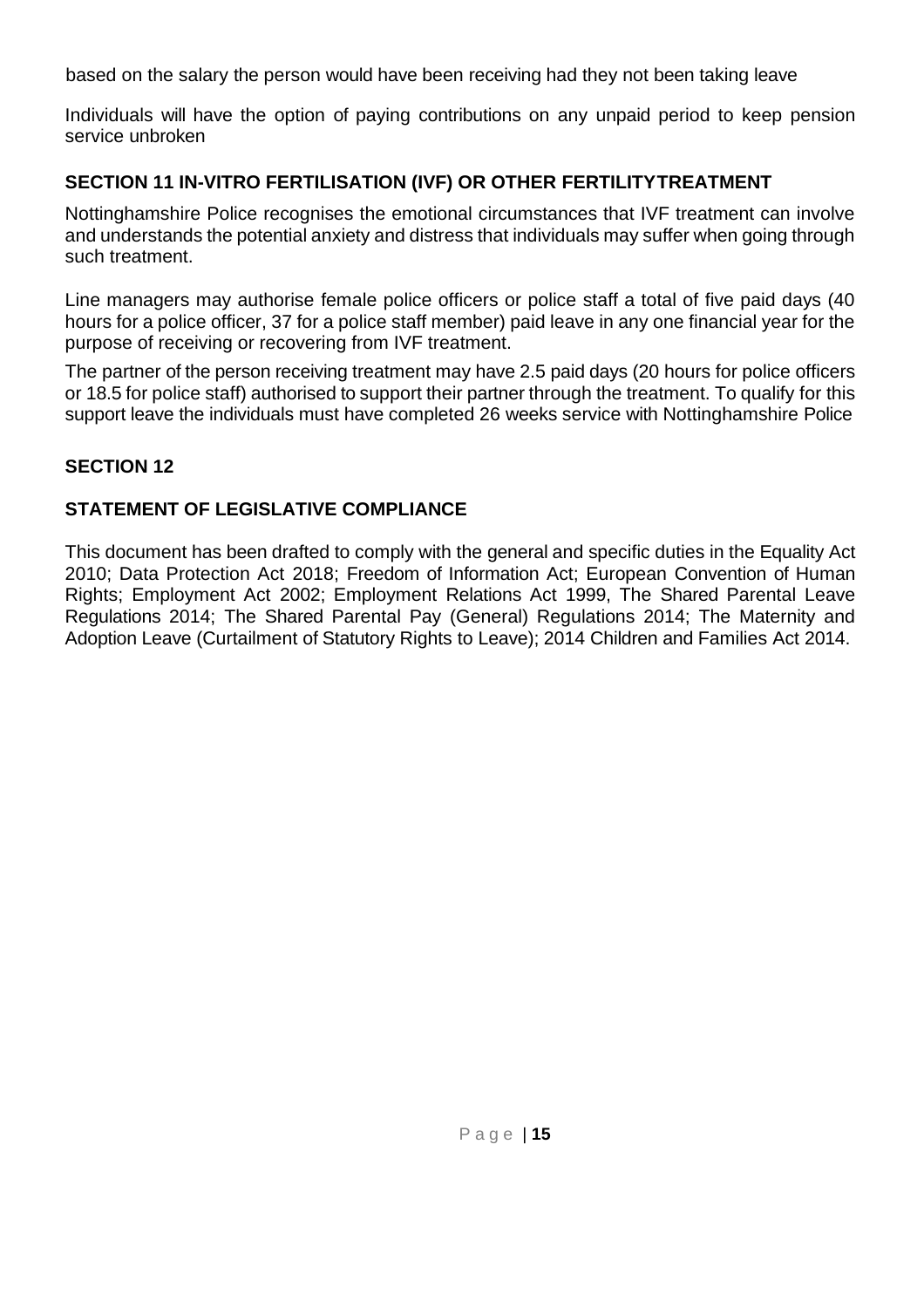based on the salary the person would have been receiving had they not been taking leave

Individuals will have the option of paying contributions on any unpaid period to keep pension service unbroken

## SECTION 11 IN-VITRO FERTILISATION (IVF) OR OTHER FERTILITYTREATMENT

Nottinghamshire Police recognises the emotional circumstances that IVF treatment can involve and understands the potential anxiety and distress that individuals may suffer when going through such treatment.

Line managers may authorise female police officers or police staff a total of five paid days (40 hours for a police officer, 37 for a police staff member) paid leave in any one financial year for the purpose of receiving or recovering from IVF treatment.

The partner of the person receiving treatment may have 2.5 paid days (20 hours for police officers or 18.5 for police staff) authorised to support their partner through the treatment. To qualify for this support leave the individuals must have completed 26 weeks service with Nottinghamshire Police

## SECTION 12

## STATEMENT OF LEGISLATIVE COMPLIANCE

This document has been drafted to comply with the general and specific duties in the Equality Act 2010; Data Protection Act 2018; Freedom of Information Act; European Convention of Human Rights; Employment Act 2002; Employment Relations Act 1999, The Shared Parental Leave Regulations 2014; The Shared Parental Pay (General) Regulations 2014; The Maternity and Adoption Leave (Curtailment of Statutory Rights to Leave); 2014 Children and Families Act 2014.